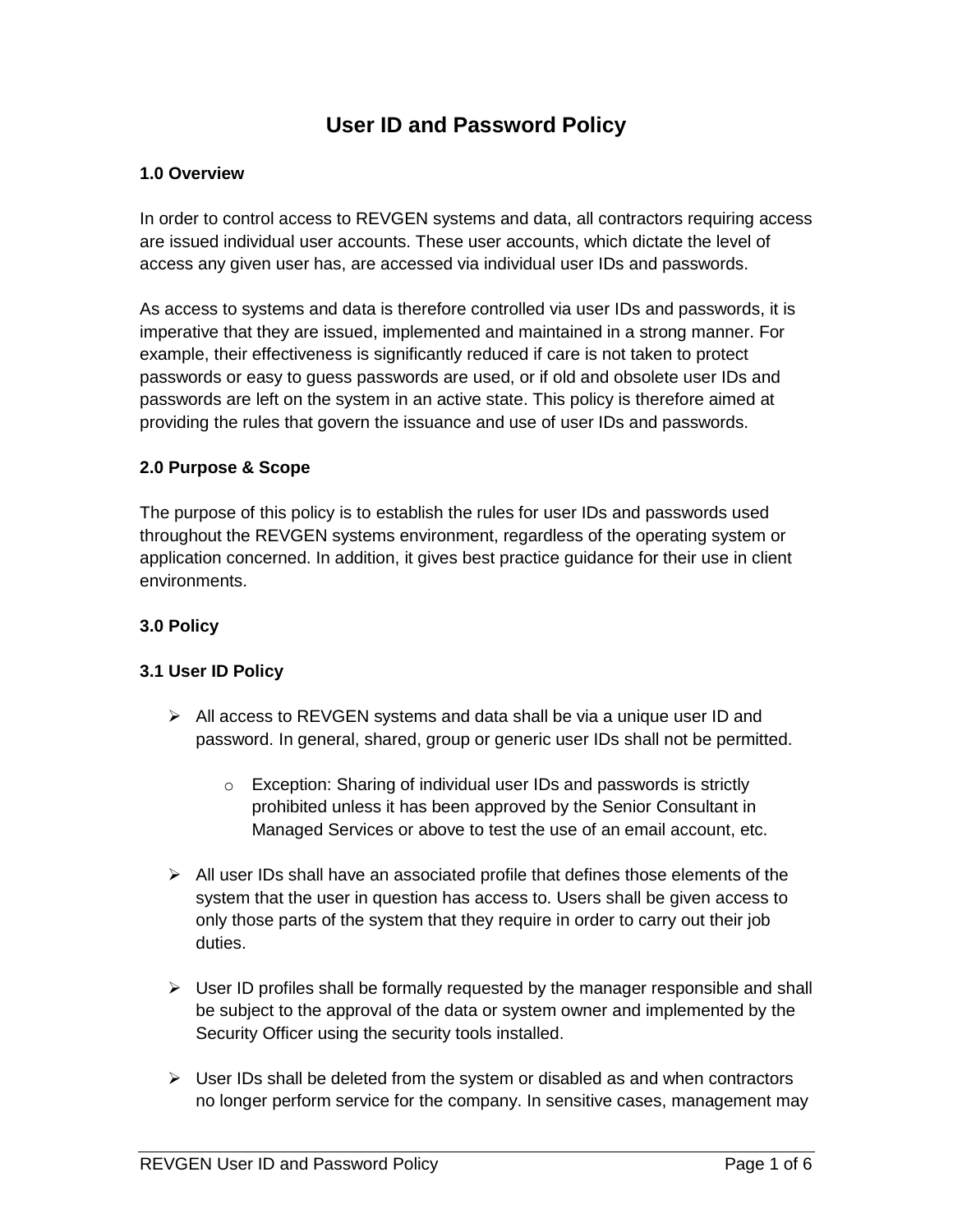# User ID and Password Policy

## 1.0 Overview

In order to control access to REVGEN systems and data, all contractors requiring access are issued individual user accounts. These user accounts, which dictate the level of access any given user has, are accessed via individual user IDs and passwords.

As access to systems and data is therefore controlled via user IDs and passwords, it is imperative that they are issued, implemented and maintained in a strong manner. For example, their effectiveness is significantly reduced if care is not taken to protect passwords or easy to guess passwords are used, or if old and obsolete user IDs and passwords are left on the system in an active state. This policy is therefore aimed at providing the rules that govern the issuance and use of user IDs and passwords.

## 2.0 Purpose & Scope

The purpose of this policy is to establish the rules for user IDs and passwords used throughout the REVGEN systems environment, regardless of the operating system or application concerned. In addition, it gives best practice guidance for their use in client environments.

## 3.0 Policy

### 3.1 User ID Policy

- All access to REVGEN systems and data shall be via a unique user ID and password. In general, shared, group or generic user IDs shall not be permitted.
  - Exception: Sharing of individual user IDs and passwords is strictly prohibited unless it has been approved by the Senior Consultant in Managed Services or above to test the use of an email account, etc.
- All user IDs shall have an associated profile that defines those elements of the system that the user in question has access to. Users shall be given access to only those parts of the system that they require in order to carry out their job duties.
- User ID profiles shall be formally requested by the manager responsible and shall be subject to the approval of the data or system owner and implemented by the Security Officer using the security tools installed.
- User IDs shall be deleted from the system or disabled as and when contractors no longer perform service for the company. In sensitive cases, management may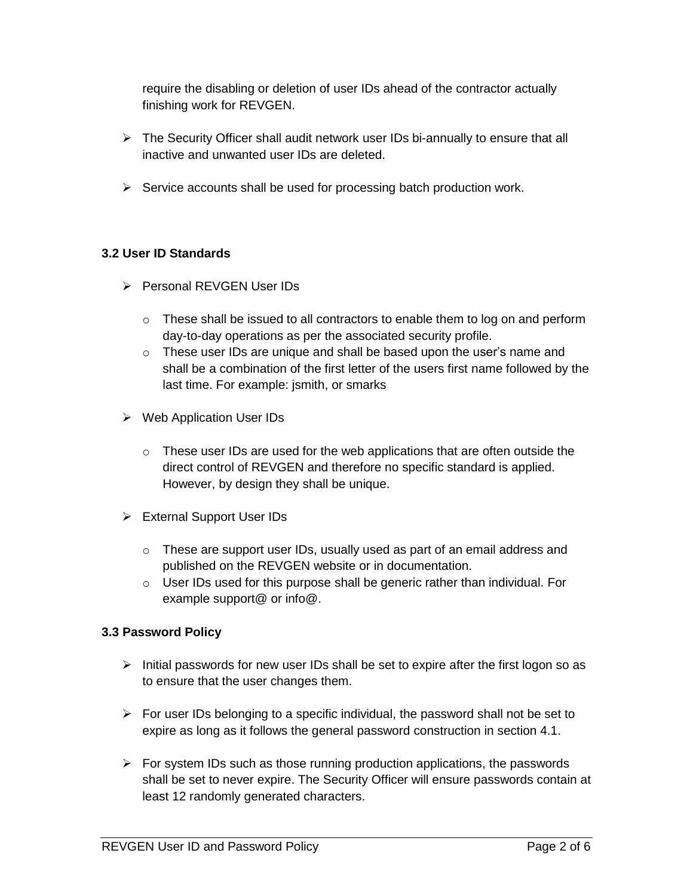require the disabling or deletion of user IDs ahead of the contractor actually finishing work for REVGEN.

- The Security Officer shall audit network user IDs bi-annually to ensure that all inactive and unwanted user IDs are deleted.

- Service accounts shall be used for processing batch production work.

### 3.2 User ID Standards

- Personal REVGEN User IDs

  - These shall be issued to all contractors to enable them to log on and perform day-to-day operations as per the associated security profile.
  - These user IDs are unique and shall be based upon the user's name and shall be a combination of the first letter of the users first name followed by the last time. For example: jsmith, or smarks

- Web Application User IDs

  - These user IDs are used for the web applications that are often outside the direct control of REVGEN and therefore no specific standard is applied. However, by design they shall be unique.

- External Support User IDs

  - These are support user IDs, usually used as part of an email address and published on the REVGEN website or in documentation.
  - User IDs used for this purpose shall be generic rather than individual. For example support@ or info@.

### 3.3 Password Policy

- Initial passwords for new user IDs shall be set to expire after the first logon so as to ensure that the user changes them.

- For user IDs belonging to a specific individual, the password shall not be set to expire as long as it follows the general password construction in section 4.1.

- For system IDs such as those running production applications, the passwords shall be set to never expire. The Security Officer will ensure passwords contain at least 12 randomly generated characters.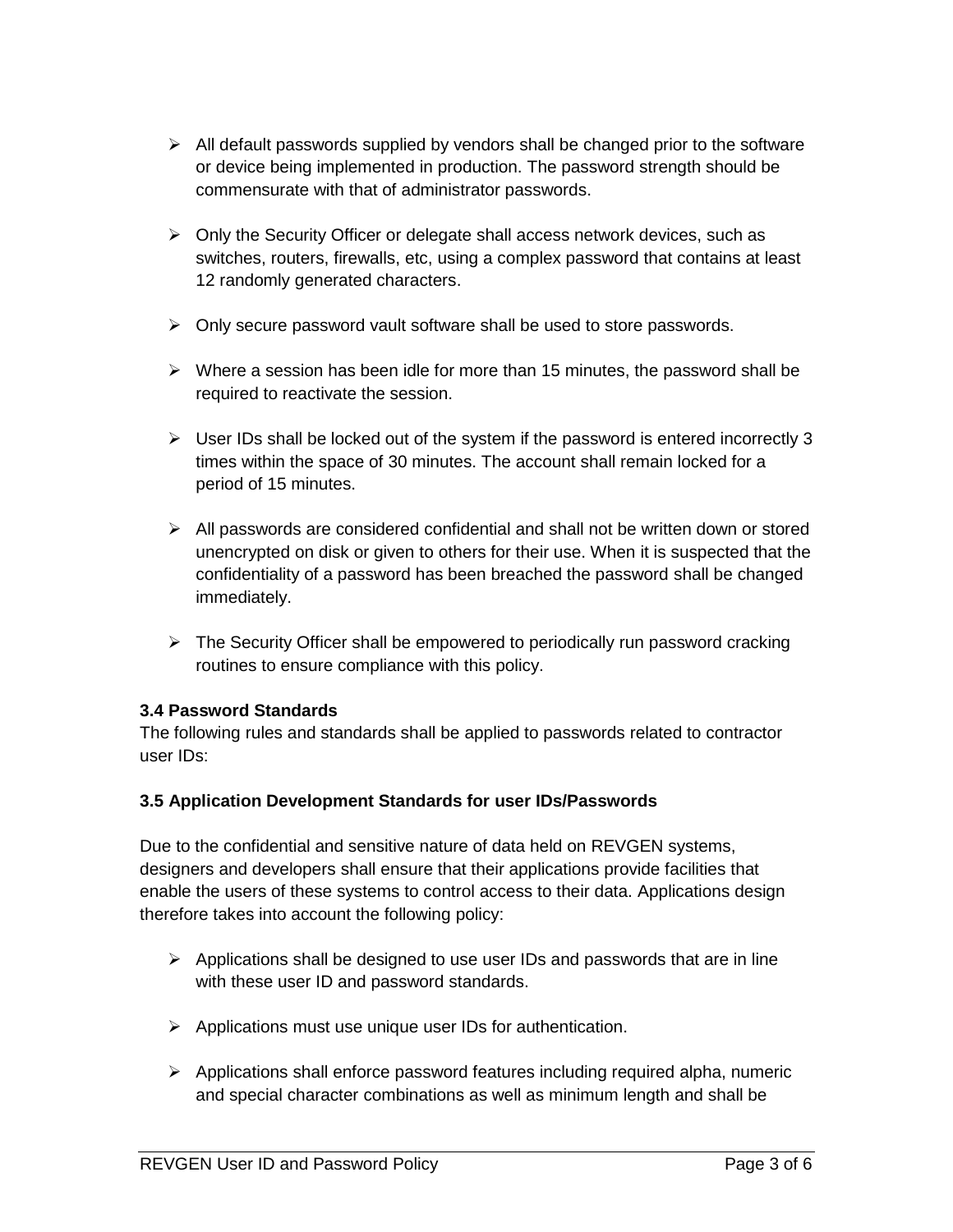- All default passwords supplied by vendors shall be changed prior to the software or device being implemented in production. The password strength should be commensurate with that of administrator passwords.

- Only the Security Officer or delegate shall access network devices, such as switches, routers, firewalls, etc, using a complex password that contains at least 12 randomly generated characters.

- Only secure password vault software shall be used to store passwords.

- Where a session has been idle for more than 15 minutes, the password shall be required to reactivate the session.

- User IDs shall be locked out of the system if the password is entered incorrectly 3 times within the space of 30 minutes. The account shall remain locked for a period of 15 minutes.

- All passwords are considered confidential and shall not be written down or stored unencrypted on disk or given to others for their use. When it is suspected that the confidentiality of a password has been breached the password shall be changed immediately.

- The Security Officer shall be empowered to periodically run password cracking routines to ensure compliance with this policy.

**3.4 Password Standards**

The following rules and standards shall be applied to passwords related to contractor user IDs:

**3.5 Application Development Standards for user IDs/Passwords**

Due to the confidential and sensitive nature of data held on REVGEN systems, designers and developers shall ensure that their applications provide facilities that enable the users of these systems to control access to their data. Applications design therefore takes into account the following policy:

- Applications shall be designed to use user IDs and passwords that are in line with these user ID and password standards.

- Applications must use unique user IDs for authentication.

- Applications shall enforce password features including required alpha, numeric and special character combinations as well as minimum length and shall be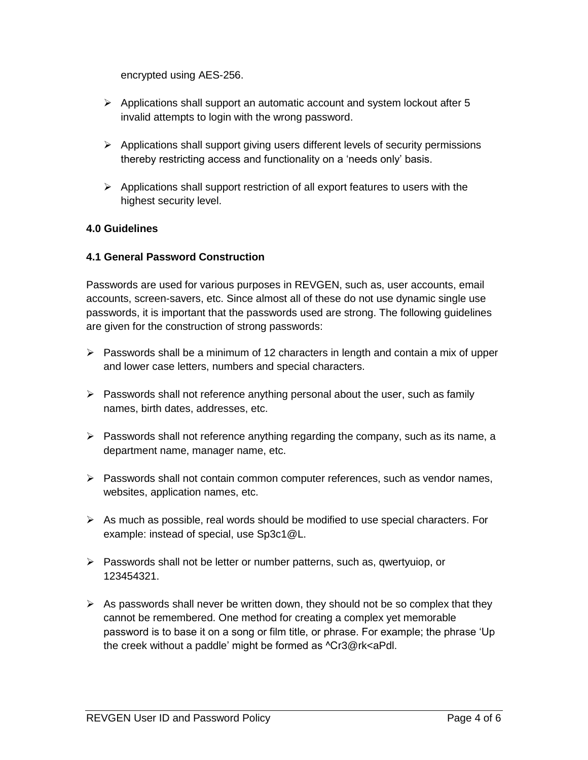encrypted using AES-256.

- Applications shall support an automatic account and system lockout after 5 invalid attempts to login with the wrong password.

- Applications shall support giving users different levels of security permissions thereby restricting access and functionality on a 'needs only' basis.

- Applications shall support restriction of all export features to users with the highest security level.

**4.0 Guidelines**

**4.1 General Password Construction**

Passwords are used for various purposes in REVGEN, such as, user accounts, email accounts, screen-savers, etc. Since almost all of these do not use dynamic single use passwords, it is important that the passwords used are strong. The following guidelines are given for the construction of strong passwords:

- Passwords shall be a minimum of 12 characters in length and contain a mix of upper and lower case letters, numbers and special characters.

- Passwords shall not reference anything personal about the user, such as family names, birth dates, addresses, etc.

- Passwords shall not reference anything regarding the company, such as its name, a department name, manager name, etc.

- Passwords shall not contain common computer references, such as vendor names, websites, application names, etc.

- As much as possible, real words should be modified to use special characters. For example: instead of special, use Sp3c1@L.

- Passwords shall not be letter or number patterns, such as, qwertyuiop, or 123454321.

- As passwords shall never be written down, they should not be so complex that they cannot be remembered. One method for creating a complex yet memorable password is to base it on a song or film title, or phrase. For example; the phrase 'Up the creek without a paddle' might be formed as ^Cr3@rk<aPdl.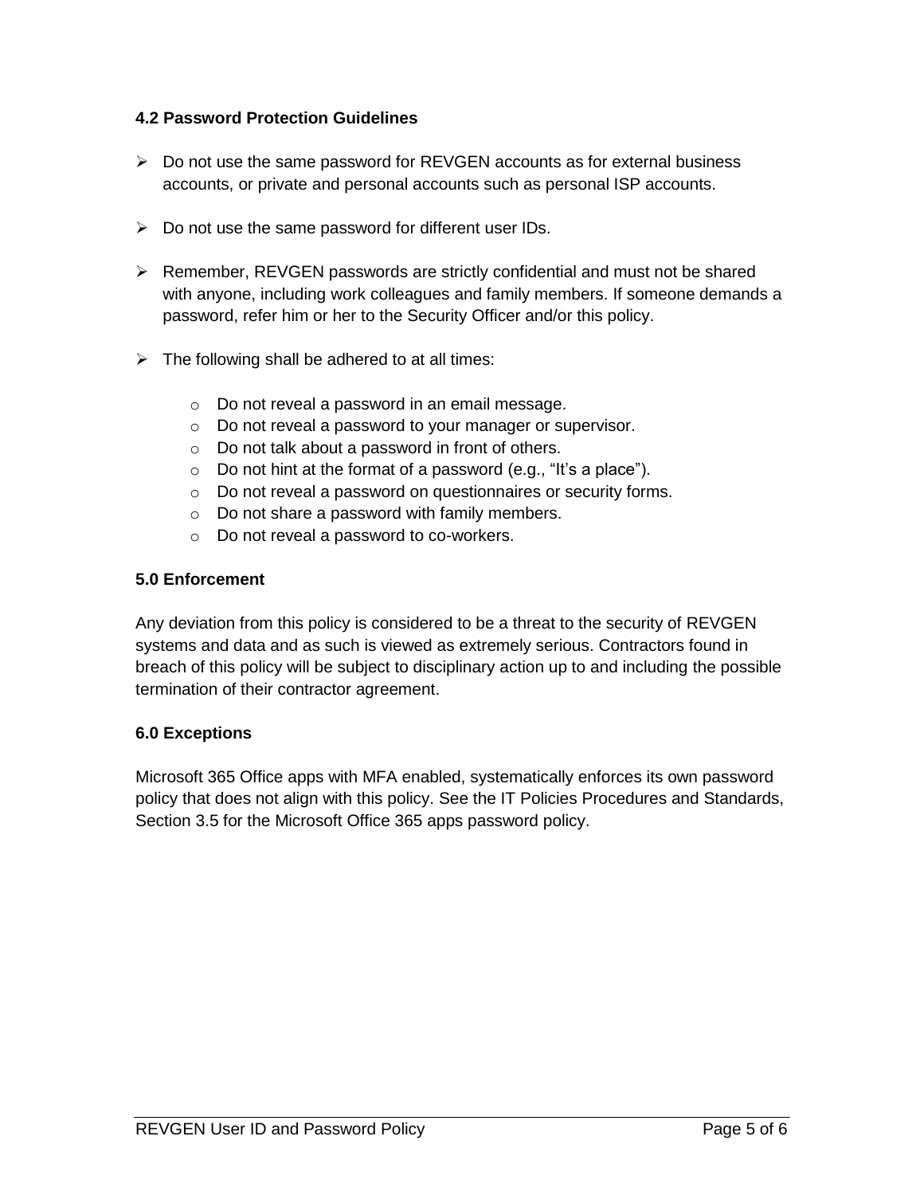### 4.2 Password Protection Guidelines

- Do not use the same password for REVGEN accounts as for external business accounts, or private and personal accounts such as personal ISP accounts.

- Do not use the same password for different user IDs.

- Remember, REVGEN passwords are strictly confidential and must not be shared with anyone, including work colleagues and family members. If someone demands a password, refer him or her to the Security Officer and/or this policy.

- The following shall be adhered to at all times:

  - Do not reveal a password in an email message.
  - Do not reveal a password to your manager or supervisor.
  - Do not talk about a password in front of others.
  - Do not hint at the format of a password (e.g., "It's a place").
  - Do not reveal a password on questionnaires or security forms.
  - Do not share a password with family members.
  - Do not reveal a password to co-workers.

### 5.0 Enforcement

Any deviation from this policy is considered to be a threat to the security of REVGEN systems and data and as such is viewed as extremely serious. Contractors found in breach of this policy will be subject to disciplinary action up to and including the possible termination of their contractor agreement.

### 6.0 Exceptions

Microsoft 365 Office apps with MFA enabled, systematically enforces its own password policy that does not align with this policy. See the IT Policies Procedures and Standards, Section 3.5 for the Microsoft Office 365 apps password policy.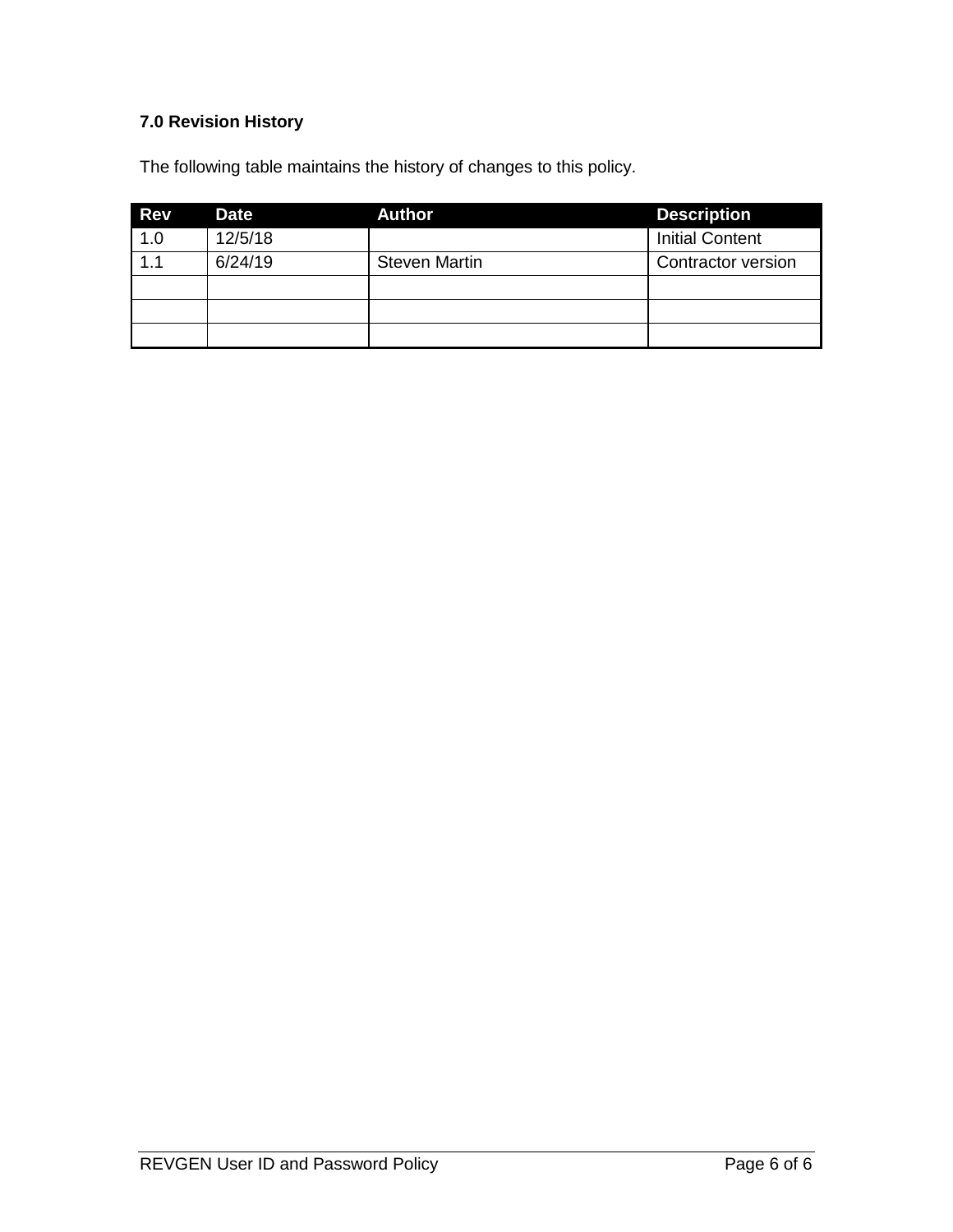### 7.0 Revision History

The following table maintains the history of changes to this policy.

| Rev | Date | Author | Description |
| --- | --- | --- | --- |
| 1.0 | 12/5/18 | | Initial Content |
| 1.1 | 6/24/19 | Steven Martin | Contractor version |
| | | | |
| | | | |
| | | | |